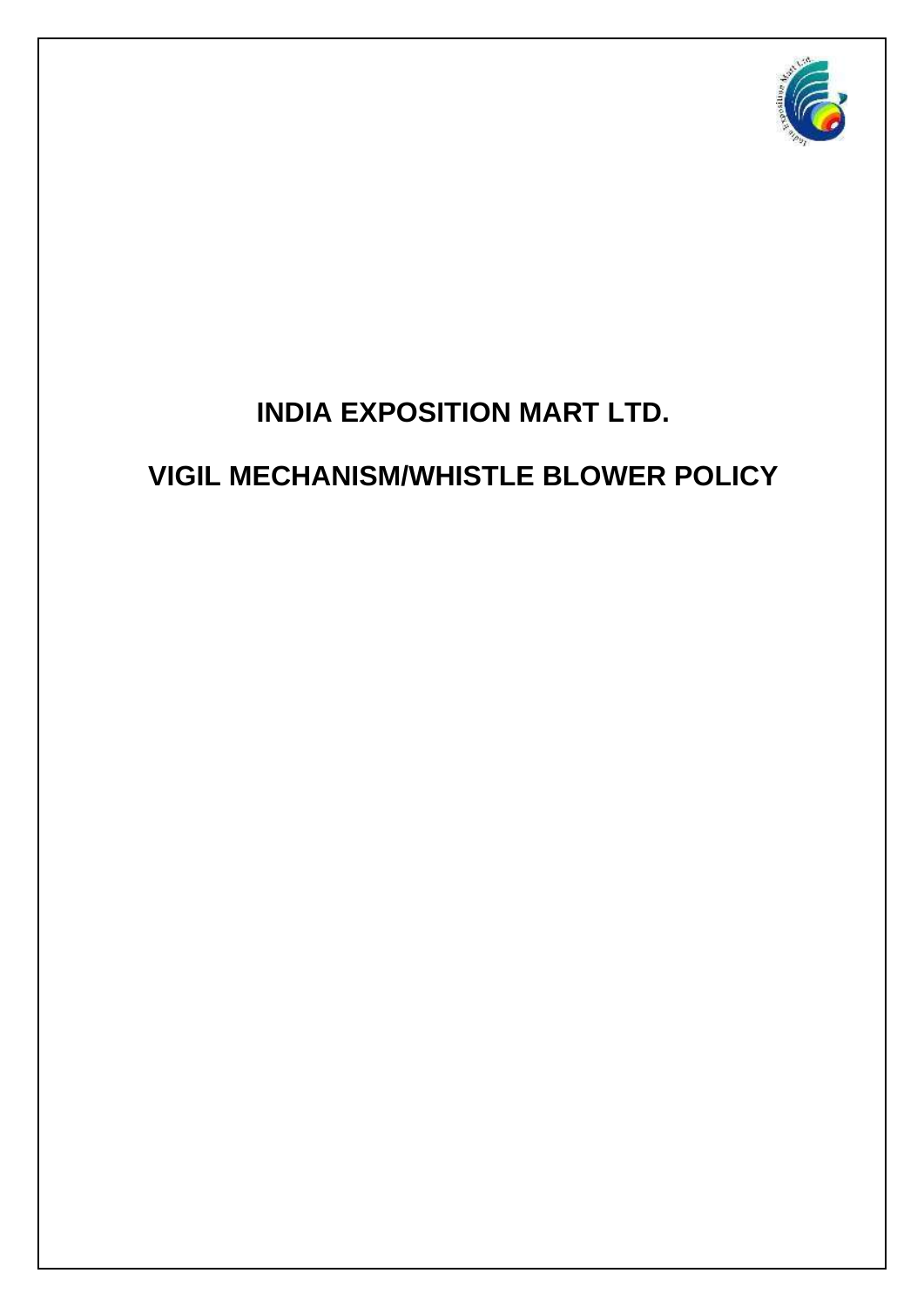# INDIA EXPOSITION MART LTD.

# VIGIL MECHANISM/WHISTLE BLOWER POLICY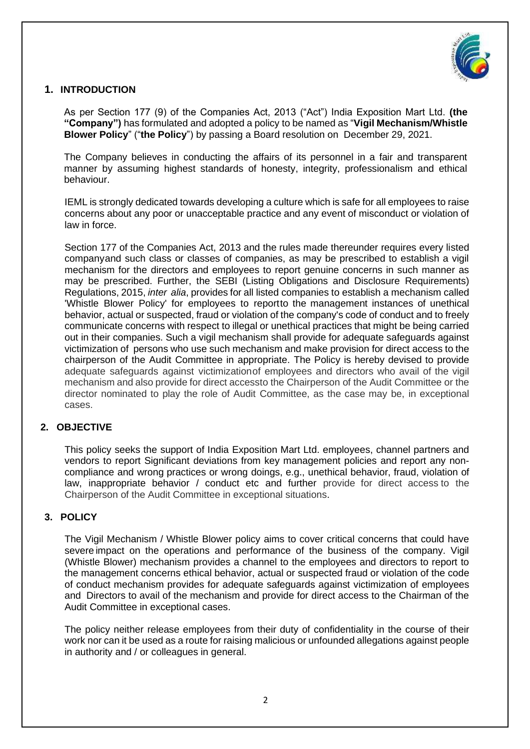## 1. INTRODUCTION

As per Section 177 (9) of the Companies Act, 2013 ("Act") India Exposition Mart Ltd. **(the "Company")** has formulated and adopted a policy to be named as "**Vigil Mechanism/Whistle Blower Policy**" ("**the Policy**") by passing a Board resolution on December 29, 2021.

The Company believes in conducting the affairs of its personnel in a fair and transparent manner by assuming highest standards of honesty, integrity, professionalism and ethical behaviour.

IEML is strongly dedicated towards developing a culture which is safe for all employees to raise concerns about any poor or unacceptable practice and any event of misconduct or violation of law in force.

Section 177 of the Companies Act, 2013 and the rules made thereunder requires every listed companyand such class or classes of companies, as may be prescribed to establish a vigil mechanism for the directors and employees to report genuine concerns in such manner as may be prescribed. Further, the SEBI (Listing Obligations and Disclosure Requirements) Regulations, 2015, *inter alia*, provides for all listed companies to establish a mechanism called 'Whistle Blower Policy' for employees to reportto the management instances of unethical behavior, actual or suspected, fraud or violation of the company's code of conduct and to freely communicate concerns with respect to illegal or unethical practices that might be being carried out in their companies. Such a vigil mechanism shall provide for adequate safeguards against victimization of persons who use such mechanism and make provision for direct access to the chairperson of the Audit Committee in appropriate. The Policy is hereby devised to provide adequate safeguards against victimizationof employees and directors who avail of the vigil mechanism and also provide for direct accessto the Chairperson of the Audit Committee or the director nominated to play the role of Audit Committee, as the case may be, in exceptional cases.

## 2. OBJECTIVE

This policy seeks the support of India Exposition Mart Ltd. employees, channel partners and vendors to report Significant deviations from key management policies and report any non-compliance and wrong practices or wrong doings, e.g., unethical behavior, fraud, violation of law, inappropriate behavior / conduct etc and further provide for direct access to the Chairperson of the Audit Committee in exceptional situations.

## 3. POLICY

The Vigil Mechanism / Whistle Blower policy aims to cover critical concerns that could have severe impact on the operations and performance of the business of the company. Vigil (Whistle Blower) mechanism provides a channel to the employees and directors to report to the management concerns ethical behavior, actual or suspected fraud or violation of the code of conduct mechanism provides for adequate safeguards against victimization of employees and Directors to avail of the mechanism and provide for direct access to the Chairman of the Audit Committee in exceptional cases.

The policy neither release employees from their duty of confidentiality in the course of their work nor can it be used as a route for raising malicious or unfounded allegations against people in authority and / or colleagues in general.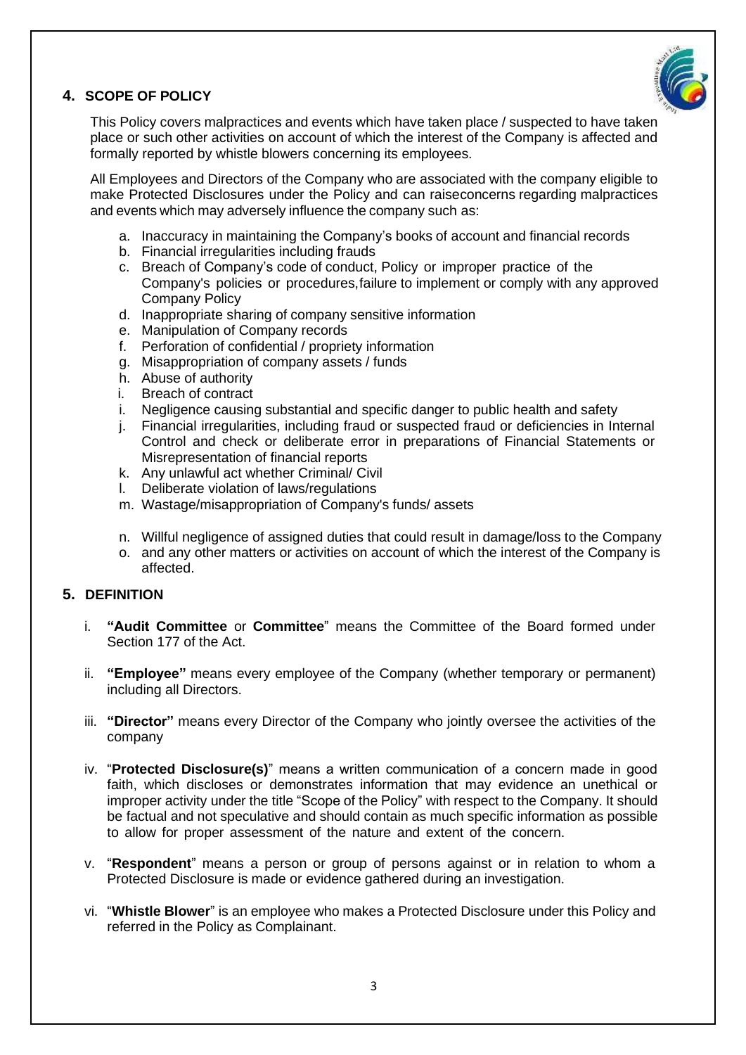## 4. SCOPE OF POLICY

This Policy covers malpractices and events which have taken place / suspected to have taken place or such other activities on account of which the interest of the Company is affected and formally reported by whistle blowers concerning its employees.

All Employees and Directors of the Company who are associated with the company eligible to make Protected Disclosures under the Policy and can raiseconcerns regarding malpractices and events which may adversely influence the company such as:

a. Inaccuracy in maintaining the Company's books of account and financial records
b. Financial irregularities including frauds
c. Breach of Company's code of conduct, Policy or improper practice of the Company's policies or procedures,failure to implement or comply with any approved Company Policy
d. Inappropriate sharing of company sensitive information
e. Manipulation of Company records
f. Perforation of confidential / propriety information
g. Misappropriation of company assets / funds
h. Abuse of authority
i. Breach of contract
i. Negligence causing substantial and specific danger to public health and safety
j. Financial irregularities, including fraud or suspected fraud or deficiencies in Internal Control and check or deliberate error in preparations of Financial Statements or Misrepresentation of financial reports
k. Any unlawful act whether Criminal/ Civil
l. Deliberate violation of laws/regulations
m. Wastage/misappropriation of Company's funds/ assets
n. Willful negligence of assigned duties that could result in damage/loss to the Company
o. and any other matters or activities on account of which the interest of the Company is affected.

## 5. DEFINITION

i. **"Audit Committee** or **Committee**" means the Committee of the Board formed under Section 177 of the Act.

ii. **"Employee"** means every employee of the Company (whether temporary or permanent) including all Directors.

iii. **"Director"** means every Director of the Company who jointly oversee the activities of the company

iv. "**Protected Disclosure(s)**" means a written communication of a concern made in good faith, which discloses or demonstrates information that may evidence an unethical or improper activity under the title "Scope of the Policy" with respect to the Company. It should be factual and not speculative and should contain as much specific information as possible to allow for proper assessment of the nature and extent of the concern.

v. "**Respondent**" means a person or group of persons against or in relation to whom a Protected Disclosure is made or evidence gathered during an investigation.

vi. "**Whistle Blower**" is an employee who makes a Protected Disclosure under this Policy and referred in the Policy as Complainant.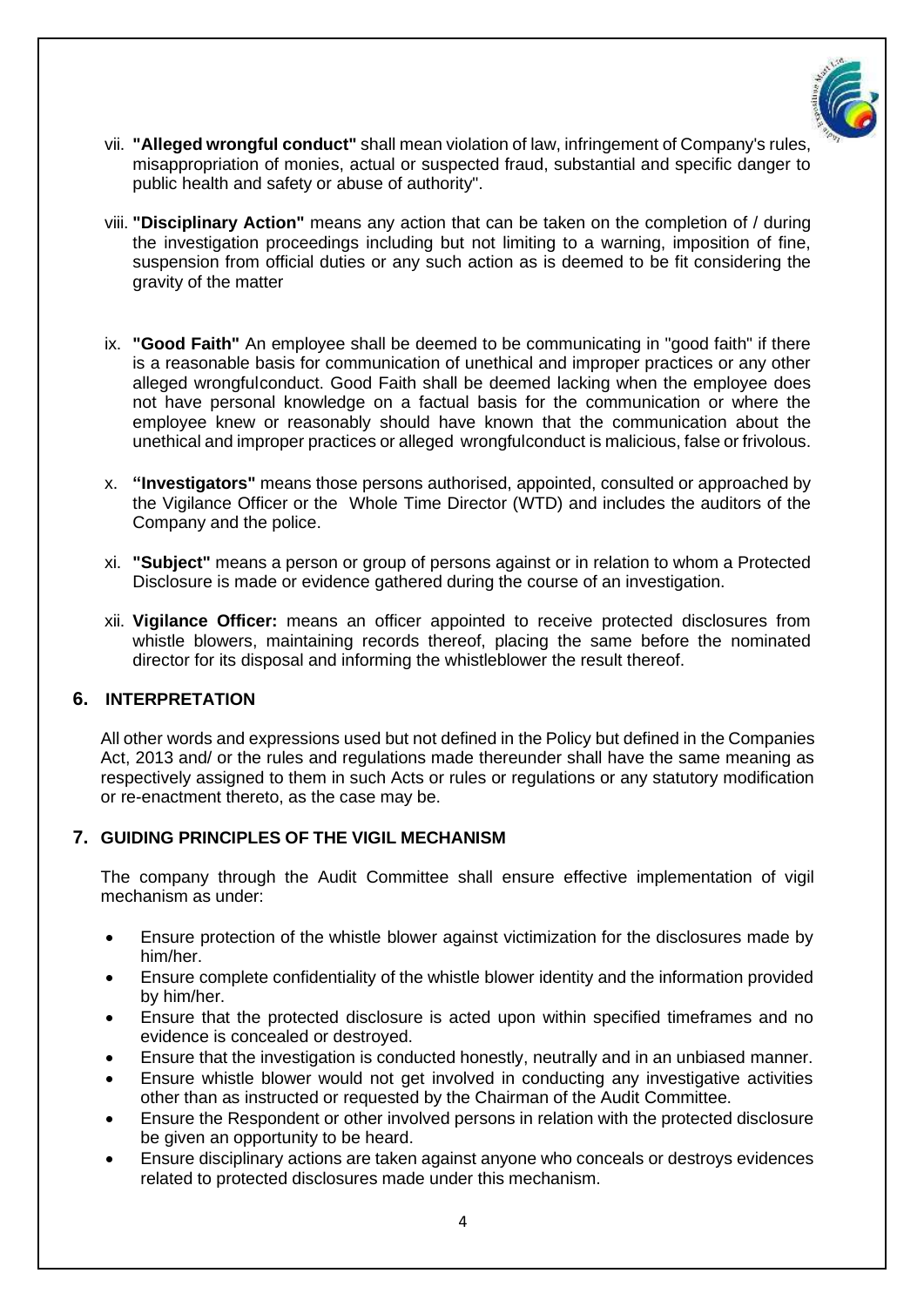vii. **"Alleged wrongful conduct"** shall mean violation of law, infringement of Company's rules, misappropriation of monies, actual or suspected fraud, substantial and specific danger to public health and safety or abuse of authority".

viii. **"Disciplinary Action"** means any action that can be taken on the completion of / during the investigation proceedings including but not limiting to a warning, imposition of fine, suspension from official duties or any such action as is deemed to be fit considering the gravity of the matter

ix. **"Good Faith"** An employee shall be deemed to be communicating in "good faith" if there is a reasonable basis for communication of unethical and improper practices or any other alleged wrongfulconduct. Good Faith shall be deemed lacking when the employee does not have personal knowledge on a factual basis for the communication or where the employee knew or reasonably should have known that the communication about the unethical and improper practices or alleged wrongfulconduct is malicious, false or frivolous.

x. **"Investigators"** means those persons authorised, appointed, consulted or approached by the Vigilance Officer or the Whole Time Director (WTD) and includes the auditors of the Company and the police.

xi. **"Subject"** means a person or group of persons against or in relation to whom a Protected Disclosure is made or evidence gathered during the course of an investigation.

xii. **Vigilance Officer:** means an officer appointed to receive protected disclosures from whistle blowers, maintaining records thereof, placing the same before the nominated director for its disposal and informing the whistleblower the result thereof.

## 6. INTERPRETATION

All other words and expressions used but not defined in the Policy but defined in the Companies Act, 2013 and/ or the rules and regulations made thereunder shall have the same meaning as respectively assigned to them in such Acts or rules or regulations or any statutory modification or re-enactment thereto, as the case may be.

## 7. GUIDING PRINCIPLES OF THE VIGIL MECHANISM

The company through the Audit Committee shall ensure effective implementation of vigil mechanism as under:

- Ensure protection of the whistle blower against victimization for the disclosures made by him/her.
- Ensure complete confidentiality of the whistle blower identity and the information provided by him/her.
- Ensure that the protected disclosure is acted upon within specified timeframes and no evidence is concealed or destroyed.
- Ensure that the investigation is conducted honestly, neutrally and in an unbiased manner.
- Ensure whistle blower would not get involved in conducting any investigative activities other than as instructed or requested by the Chairman of the Audit Committee.
- Ensure the Respondent or other involved persons in relation with the protected disclosure be given an opportunity to be heard.
- Ensure disciplinary actions are taken against anyone who conceals or destroys evidences related to protected disclosures made under this mechanism.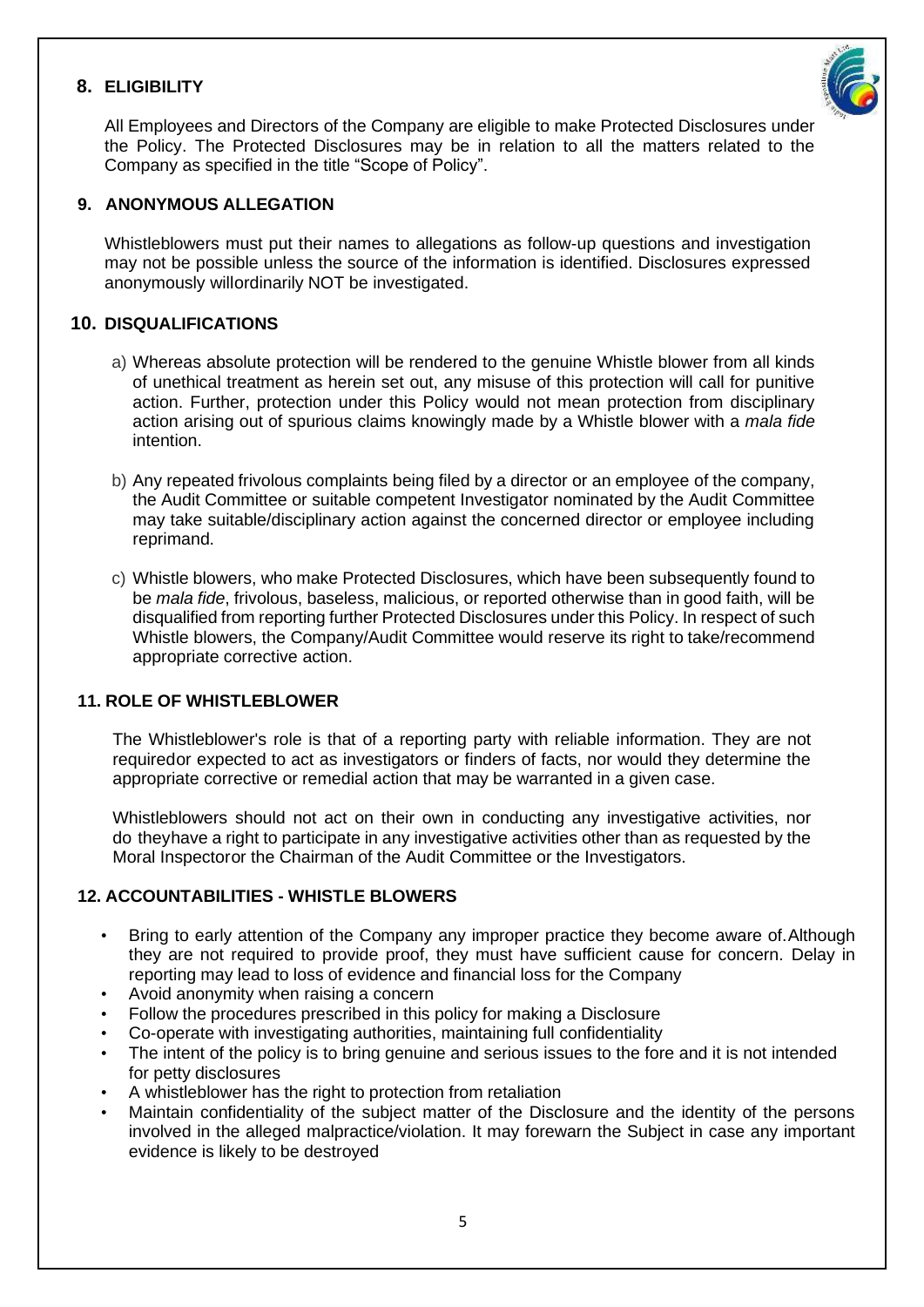## 8. ELIGIBILITY

All Employees and Directors of the Company are eligible to make Protected Disclosures under the Policy. The Protected Disclosures may be in relation to all the matters related to the Company as specified in the title "Scope of Policy".

## 9. ANONYMOUS ALLEGATION

Whistleblowers must put their names to allegations as follow-up questions and investigation may not be possible unless the source of the information is identified. Disclosures expressed anonymously willordinarily NOT be investigated.

## 10. DISQUALIFICATIONS

a) Whereas absolute protection will be rendered to the genuine Whistle blower from all kinds of unethical treatment as herein set out, any misuse of this protection will call for punitive action. Further, protection under this Policy would not mean protection from disciplinary action arising out of spurious claims knowingly made by a Whistle blower with a *mala fide* intention.

b) Any repeated frivolous complaints being filed by a director or an employee of the company, the Audit Committee or suitable competent Investigator nominated by the Audit Committee may take suitable/disciplinary action against the concerned director or employee including reprimand.

c) Whistle blowers, who make Protected Disclosures, which have been subsequently found to be *mala fide*, frivolous, baseless, malicious, or reported otherwise than in good faith, will be disqualified from reporting further Protected Disclosures under this Policy. In respect of such Whistle blowers, the Company/Audit Committee would reserve its right to take/recommend appropriate corrective action.

## 11. ROLE OF WHISTLEBLOWER

The Whistleblower's role is that of a reporting party with reliable information. They are not requiredor expected to act as investigators or finders of facts, nor would they determine the appropriate corrective or remedial action that may be warranted in a given case.

Whistleblowers should not act on their own in conducting any investigative activities, nor do theyhave a right to participate in any investigative activities other than as requested by the Moral Inspectoror the Chairman of the Audit Committee or the Investigators.

## 12. ACCOUNTABILITIES - WHISTLE BLOWERS

- Bring to early attention of the Company any improper practice they become aware of.Although they are not required to provide proof, they must have sufficient cause for concern. Delay in reporting may lead to loss of evidence and financial loss for the Company
- Avoid anonymity when raising a concern
- Follow the procedures prescribed in this policy for making a Disclosure
- Co-operate with investigating authorities, maintaining full confidentiality
- The intent of the policy is to bring genuine and serious issues to the fore and it is not intended for petty disclosures
- A whistleblower has the right to protection from retaliation
- Maintain confidentiality of the subject matter of the Disclosure and the identity of the persons involved in the alleged malpractice/violation. It may forewarn the Subject in case any important evidence is likely to be destroyed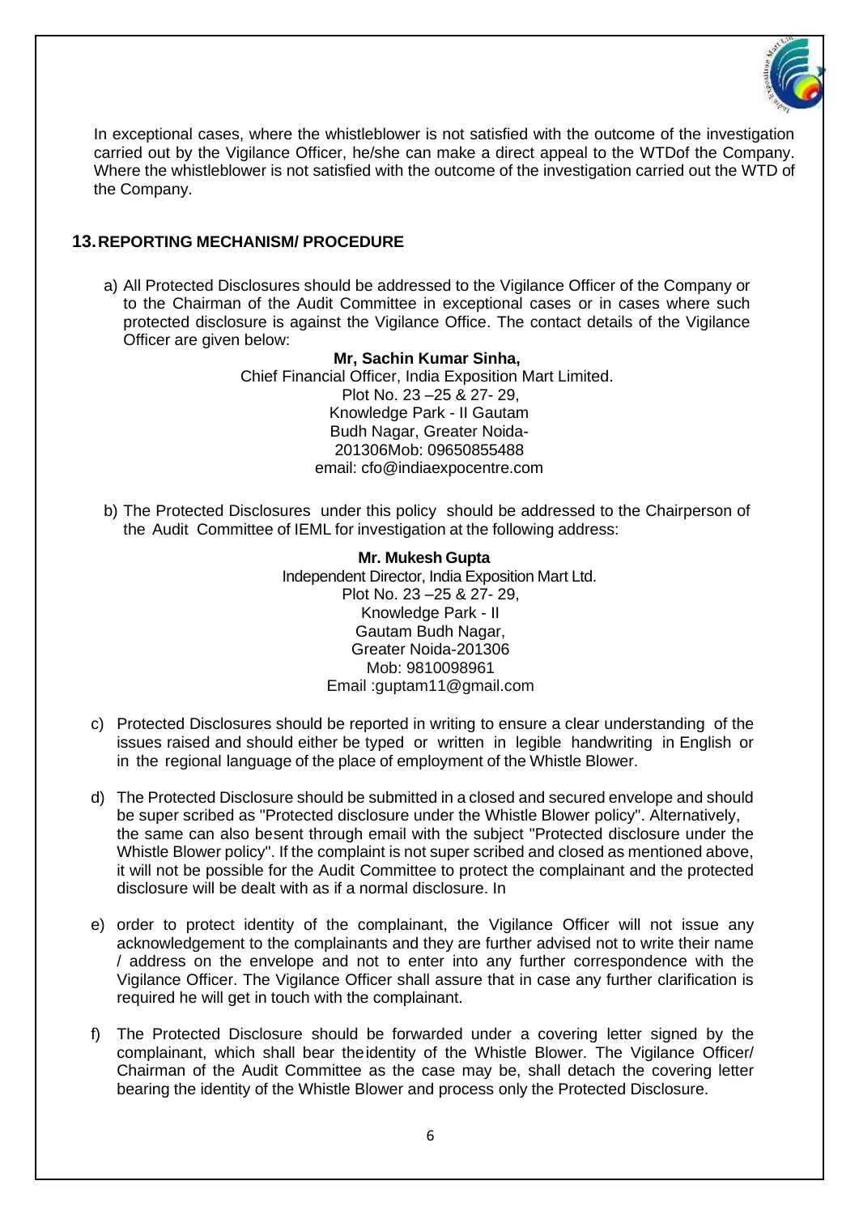In exceptional cases, where the whistleblower is not satisfied with the outcome of the investigation carried out by the Vigilance Officer, he/she can make a direct appeal to the WTDof the Company. Where the whistleblower is not satisfied with the outcome of the investigation carried out the WTD of the Company.

## 13. REPORTING MECHANISM/ PROCEDURE

a) All Protected Disclosures should be addressed to the Vigilance Officer of the Company or to the Chairman of the Audit Committee in exceptional cases or in cases where such protected disclosure is against the Vigilance Office. The contact details of the Vigilance Officer are given below:

**Mr, Sachin Kumar Sinha,**
Chief Financial Officer, India Exposition Mart Limited.
Plot No. 23 –25 & 27- 29,
Knowledge Park - II Gautam
Budh Nagar, Greater Noida-
201306Mob: 09650855488
email: cfo@indiaexpocentre.com

b) The Protected Disclosures under this policy should be addressed to the Chairperson of the Audit Committee of IEML for investigation at the following address:

**Mr. Mukesh Gupta**
Independent Director, India Exposition Mart Ltd.
Plot No. 23 –25 & 27- 29,
Knowledge Park - II
Gautam Budh Nagar,
Greater Noida-201306
Mob: 9810098961
Email :guptam11@gmail.com

c) Protected Disclosures should be reported in writing to ensure a clear understanding of the issues raised and should either be typed or written in legible handwriting in English or in the regional language of the place of employment of the Whistle Blower.

d) The Protected Disclosure should be submitted in a closed and secured envelope and should be super scribed as "Protected disclosure under the Whistle Blower policy". Alternatively, the same can also besent through email with the subject "Protected disclosure under the Whistle Blower policy". If the complaint is not super scribed and closed as mentioned above, it will not be possible for the Audit Committee to protect the complainant and the protected disclosure will be dealt with as if a normal disclosure. In

e) order to protect identity of the complainant, the Vigilance Officer will not issue any acknowledgement to the complainants and they are further advised not to write their name / address on the envelope and not to enter into any further correspondence with the Vigilance Officer. The Vigilance Officer shall assure that in case any further clarification is required he will get in touch with the complainant.

f) The Protected Disclosure should be forwarded under a covering letter signed by the complainant, which shall bear theidentity of the Whistle Blower. The Vigilance Officer/ Chairman of the Audit Committee as the case may be, shall detach the covering letter bearing the identity of the Whistle Blower and process only the Protected Disclosure.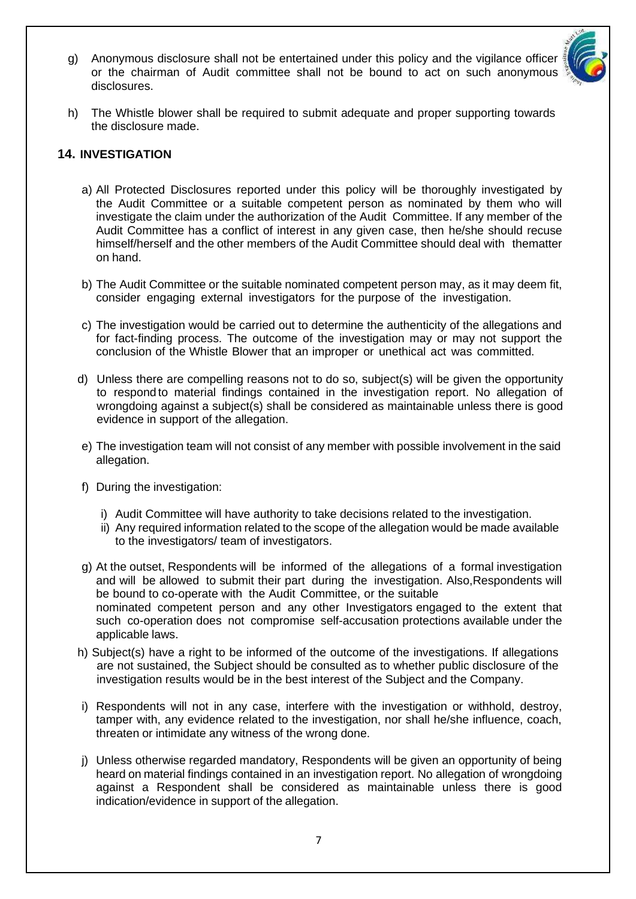g) Anonymous disclosure shall not be entertained under this policy and the vigilance officer or the chairman of Audit committee shall not be bound to act on such anonymous disclosures.

h) The Whistle blower shall be required to submit adequate and proper supporting towards the disclosure made.

## 14. INVESTIGATION

a) All Protected Disclosures reported under this policy will be thoroughly investigated by the Audit Committee or a suitable competent person as nominated by them who will investigate the claim under the authorization of the Audit Committee. If any member of the Audit Committee has a conflict of interest in any given case, then he/she should recuse himself/herself and the other members of the Audit Committee should deal with thematter on hand.

b) The Audit Committee or the suitable nominated competent person may, as it may deem fit, consider engaging external investigators for the purpose of the investigation.

c) The investigation would be carried out to determine the authenticity of the allegations and for fact-finding process. The outcome of the investigation may or may not support the conclusion of the Whistle Blower that an improper or unethical act was committed.

d) Unless there are compelling reasons not to do so, subject(s) will be given the opportunity to respond to material findings contained in the investigation report. No allegation of wrongdoing against a subject(s) shall be considered as maintainable unless there is good evidence in support of the allegation.

e) The investigation team will not consist of any member with possible involvement in the said allegation.

f) During the investigation:

   i) Audit Committee will have authority to take decisions related to the investigation.
   ii) Any required information related to the scope of the allegation would be made available to the investigators/ team of investigators.

g) At the outset, Respondents will be informed of the allegations of a formal investigation and will be allowed to submit their part during the investigation. Also,Respondents will be bound to co-operate with the Audit Committee, or the suitable nominated competent person and any other Investigators engaged to the extent that such co-operation does not compromise self-accusation protections available under the applicable laws.

h) Subject(s) have a right to be informed of the outcome of the investigations. If allegations are not sustained, the Subject should be consulted as to whether public disclosure of the investigation results would be in the best interest of the Subject and the Company.

i) Respondents will not in any case, interfere with the investigation or withhold, destroy, tamper with, any evidence related to the investigation, nor shall he/she influence, coach, threaten or intimidate any witness of the wrong done.

j) Unless otherwise regarded mandatory, Respondents will be given an opportunity of being heard on material findings contained in an investigation report. No allegation of wrongdoing against a Respondent shall be considered as maintainable unless there is good indication/evidence in support of the allegation.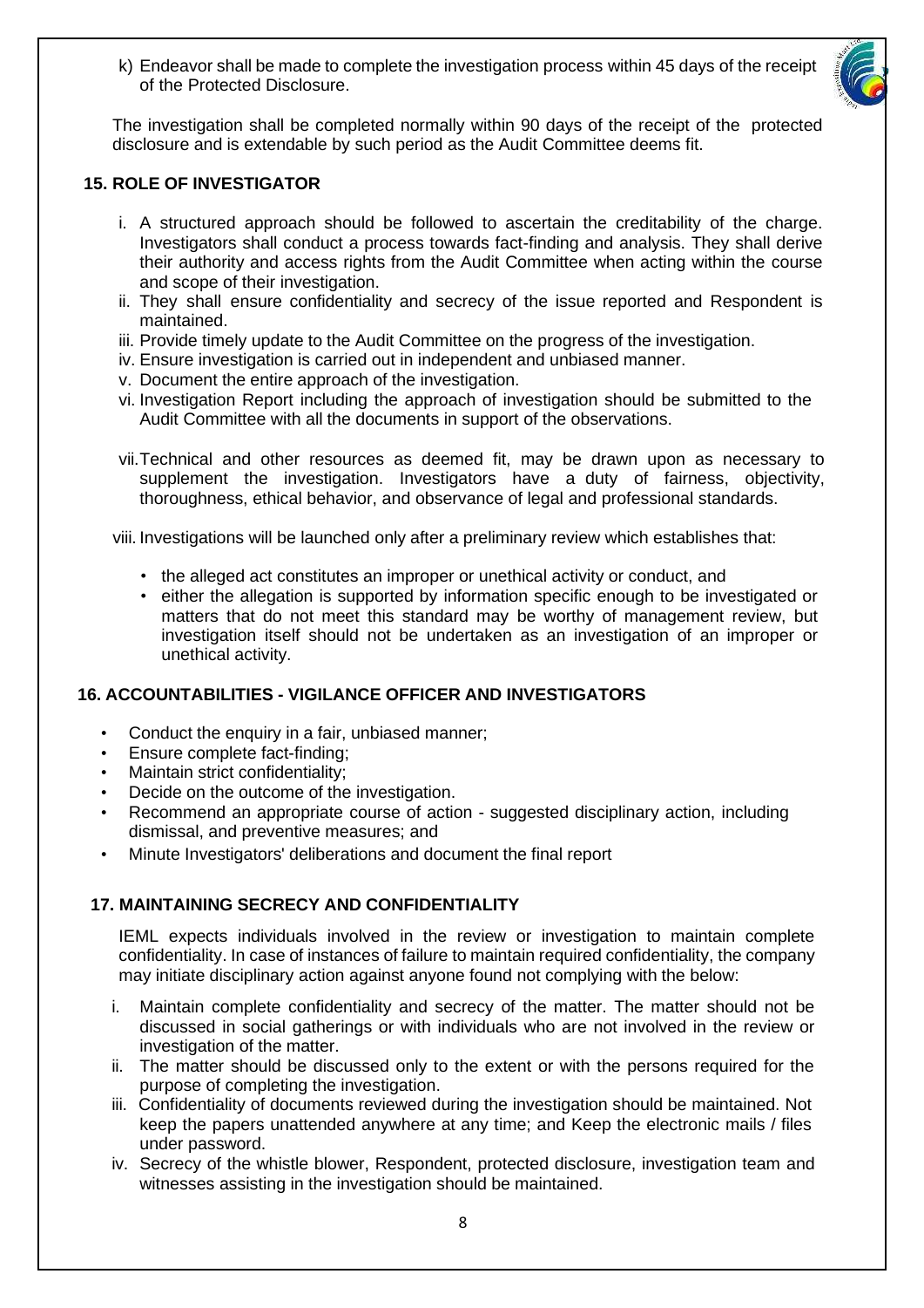k) Endeavor shall be made to complete the investigation process within 45 days of the receipt of the Protected Disclosure.

The investigation shall be completed normally within 90 days of the receipt of the protected disclosure and is extendable by such period as the Audit Committee deems fit.

## 15. ROLE OF INVESTIGATOR

i. A structured approach should be followed to ascertain the creditability of the charge. Investigators shall conduct a process towards fact-finding and analysis. They shall derive their authority and access rights from the Audit Committee when acting within the course and scope of their investigation.
ii. They shall ensure confidentiality and secrecy of the issue reported and Respondent is maintained.
iii. Provide timely update to the Audit Committee on the progress of the investigation.
iv. Ensure investigation is carried out in independent and unbiased manner.
v. Document the entire approach of the investigation.
vi. Investigation Report including the approach of investigation should be submitted to the Audit Committee with all the documents in support of the observations.

vii. Technical and other resources as deemed fit, may be drawn upon as necessary to supplement the investigation. Investigators have a duty of fairness, objectivity, thoroughness, ethical behavior, and observance of legal and professional standards.

viii. Investigations will be launched only after a preliminary review which establishes that:

- the alleged act constitutes an improper or unethical activity or conduct, and
- either the allegation is supported by information specific enough to be investigated or matters that do not meet this standard may be worthy of management review, but investigation itself should not be undertaken as an investigation of an improper or unethical activity.

## 16. ACCOUNTABILITIES - VIGILANCE OFFICER AND INVESTIGATORS

- Conduct the enquiry in a fair, unbiased manner;
- Ensure complete fact-finding;
- Maintain strict confidentiality;
- Decide on the outcome of the investigation.
- Recommend an appropriate course of action - suggested disciplinary action, including dismissal, and preventive measures; and
- Minute Investigators' deliberations and document the final report

## 17. MAINTAINING SECRECY AND CONFIDENTIALITY

IEML expects individuals involved in the review or investigation to maintain complete confidentiality. In case of instances of failure to maintain required confidentiality, the company may initiate disciplinary action against anyone found not complying with the below:

i. Maintain complete confidentiality and secrecy of the matter. The matter should not be discussed in social gatherings or with individuals who are not involved in the review or investigation of the matter.
ii. The matter should be discussed only to the extent or with the persons required for the purpose of completing the investigation.
iii. Confidentiality of documents reviewed during the investigation should be maintained. Not keep the papers unattended anywhere at any time; and Keep the electronic mails / files under password.
iv. Secrecy of the whistle blower, Respondent, protected disclosure, investigation team and witnesses assisting in the investigation should be maintained.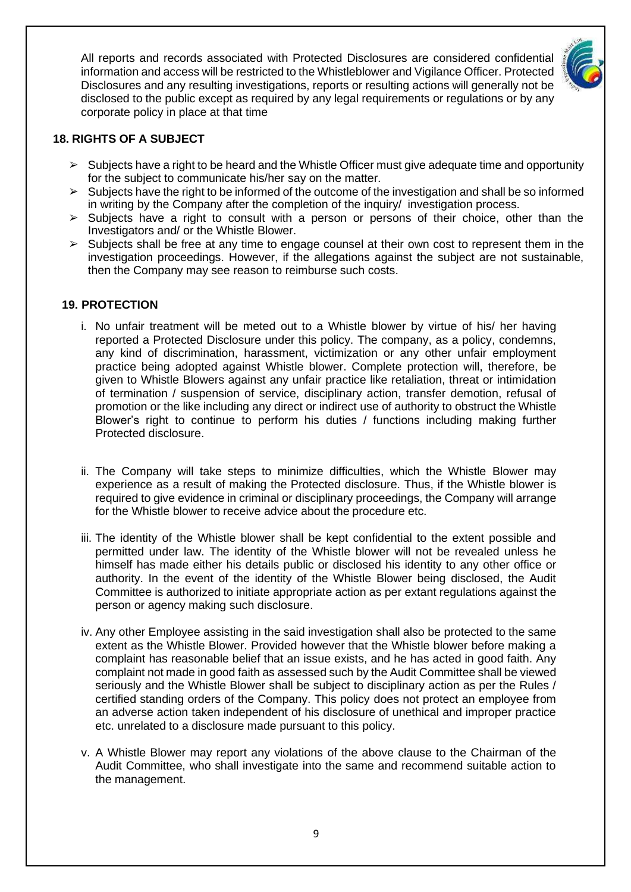All reports and records associated with Protected Disclosures are considered confidential information and access will be restricted to the Whistleblower and Vigilance Officer. Protected Disclosures and any resulting investigations, reports or resulting actions will generally not be disclosed to the public except as required by any legal requirements or regulations or by any corporate policy in place at that time

## 18. RIGHTS OF A SUBJECT

- Subjects have a right to be heard and the Whistle Officer must give adequate time and opportunity for the subject to communicate his/her say on the matter.
- Subjects have the right to be informed of the outcome of the investigation and shall be so informed in writing by the Company after the completion of the inquiry/ investigation process.
- Subjects have a right to consult with a person or persons of their choice, other than the Investigators and/ or the Whistle Blower.
- Subjects shall be free at any time to engage counsel at their own cost to represent them in the investigation proceedings. However, if the allegations against the subject are not sustainable, then the Company may see reason to reimburse such costs.

## 19. PROTECTION

i. No unfair treatment will be meted out to a Whistle blower by virtue of his/ her having reported a Protected Disclosure under this policy. The company, as a policy, condemns, any kind of discrimination, harassment, victimization or any other unfair employment practice being adopted against Whistle blower. Complete protection will, therefore, be given to Whistle Blowers against any unfair practice like retaliation, threat or intimidation of termination / suspension of service, disciplinary action, transfer demotion, refusal of promotion or the like including any direct or indirect use of authority to obstruct the Whistle Blower's right to continue to perform his duties / functions including making further Protected disclosure.

ii. The Company will take steps to minimize difficulties, which the Whistle Blower may experience as a result of making the Protected disclosure. Thus, if the Whistle blower is required to give evidence in criminal or disciplinary proceedings, the Company will arrange for the Whistle blower to receive advice about the procedure etc.

iii. The identity of the Whistle blower shall be kept confidential to the extent possible and permitted under law. The identity of the Whistle blower will not be revealed unless he himself has made either his details public or disclosed his identity to any other office or authority. In the event of the identity of the Whistle Blower being disclosed, the Audit Committee is authorized to initiate appropriate action as per extant regulations against the person or agency making such disclosure.

iv. Any other Employee assisting in the said investigation shall also be protected to the same extent as the Whistle Blower. Provided however that the Whistle blower before making a complaint has reasonable belief that an issue exists, and he has acted in good faith. Any complaint not made in good faith as assessed such by the Audit Committee shall be viewed seriously and the Whistle Blower shall be subject to disciplinary action as per the Rules / certified standing orders of the Company. This policy does not protect an employee from an adverse action taken independent of his disclosure of unethical and improper practice etc. unrelated to a disclosure made pursuant to this policy.

v. A Whistle Blower may report any violations of the above clause to the Chairman of the Audit Committee, who shall investigate into the same and recommend suitable action to the management.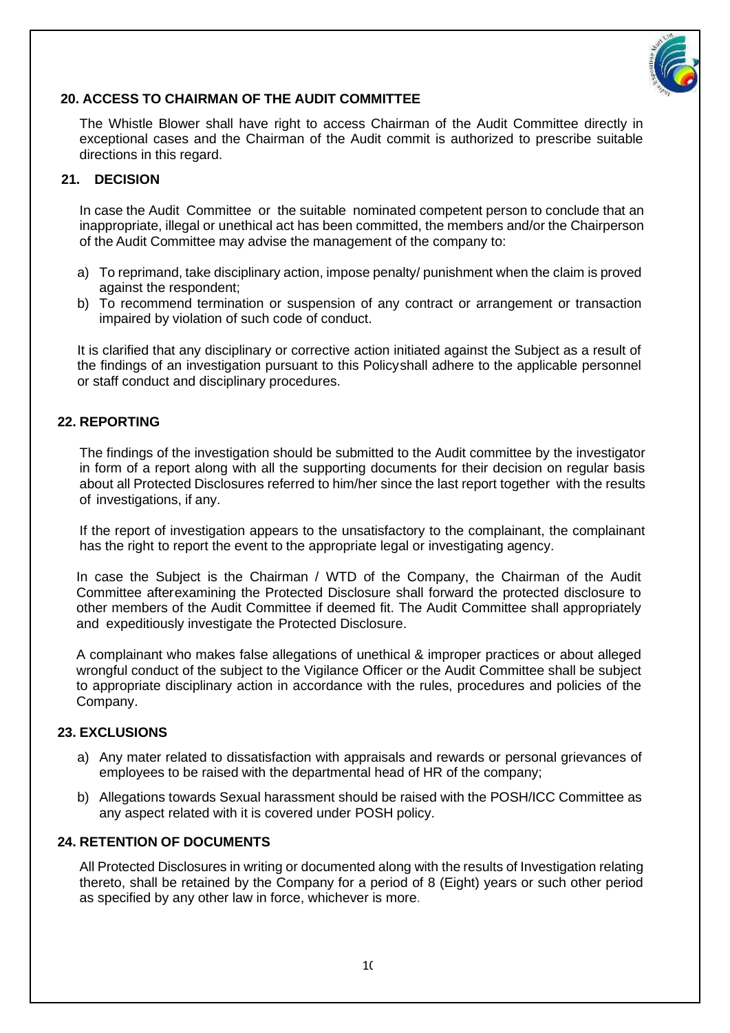## 20. ACCESS TO CHAIRMAN OF THE AUDIT COMMITTEE

The Whistle Blower shall have right to access Chairman of the Audit Committee directly in exceptional cases and the Chairman of the Audit commit is authorized to prescribe suitable directions in this regard.

## 21. DECISION

In case the Audit Committee or the suitable nominated competent person to conclude that an inappropriate, illegal or unethical act has been committed, the members and/or the Chairperson of the Audit Committee may advise the management of the company to:

a) To reprimand, take disciplinary action, impose penalty/ punishment when the claim is proved against the respondent;
b) To recommend termination or suspension of any contract or arrangement or transaction impaired by violation of such code of conduct.

It is clarified that any disciplinary or corrective action initiated against the Subject as a result of the findings of an investigation pursuant to this Policyshall adhere to the applicable personnel or staff conduct and disciplinary procedures.

## 22. REPORTING

The findings of the investigation should be submitted to the Audit committee by the investigator in form of a report along with all the supporting documents for their decision on regular basis about all Protected Disclosures referred to him/her since the last report together with the results of investigations, if any.

If the report of investigation appears to the unsatisfactory to the complainant, the complainant has the right to report the event to the appropriate legal or investigating agency.

In case the Subject is the Chairman / WTD of the Company, the Chairman of the Audit Committee afterexamining the Protected Disclosure shall forward the protected disclosure to other members of the Audit Committee if deemed fit. The Audit Committee shall appropriately and expeditiously investigate the Protected Disclosure.

A complainant who makes false allegations of unethical & improper practices or about alleged wrongful conduct of the subject to the Vigilance Officer or the Audit Committee shall be subject to appropriate disciplinary action in accordance with the rules, procedures and policies of the Company.

## 23. EXCLUSIONS

a) Any mater related to dissatisfaction with appraisals and rewards or personal grievances of employees to be raised with the departmental head of HR of the company;

b) Allegations towards Sexual harassment should be raised with the POSH/ICC Committee as any aspect related with it is covered under POSH policy.

## 24. RETENTION OF DOCUMENTS

All Protected Disclosures in writing or documented along with the results of Investigation relating thereto, shall be retained by the Company for a period of 8 (Eight) years or such other period as specified by any other law in force, whichever is more.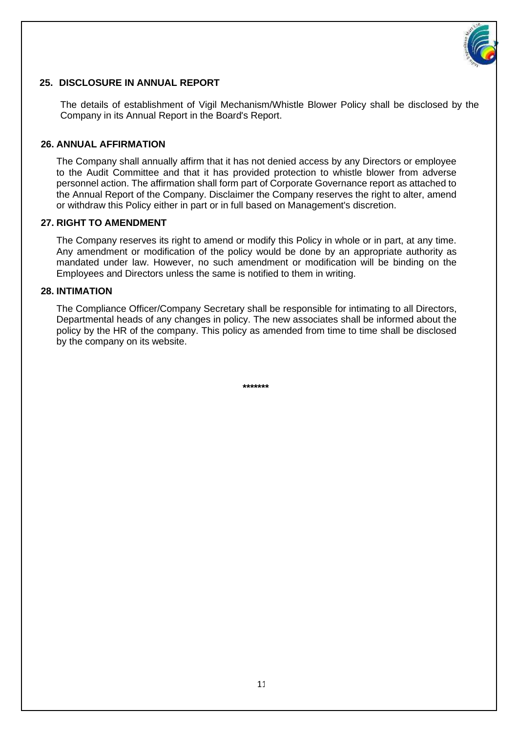## 25. DISCLOSURE IN ANNUAL REPORT

The details of establishment of Vigil Mechanism/Whistle Blower Policy shall be disclosed by the Company in its Annual Report in the Board's Report.

## 26. ANNUAL AFFIRMATION

The Company shall annually affirm that it has not denied access by any Directors or employee to the Audit Committee and that it has provided protection to whistle blower from adverse personnel action. The affirmation shall form part of Corporate Governance report as attached to the Annual Report of the Company. Disclaimer the Company reserves the right to alter, amend or withdraw this Policy either in part or in full based on Management's discretion.

## 27. RIGHT TO AMENDMENT

The Company reserves its right to amend or modify this Policy in whole or in part, at any time. Any amendment or modification of the policy would be done by an appropriate authority as mandated under law. However, no such amendment or modification will be binding on the Employees and Directors unless the same is notified to them in writing.

## 28. INTIMATION

The Compliance Officer/Company Secretary shall be responsible for intimating to all Directors, Departmental heads of any changes in policy. The new associates shall be informed about the policy by the HR of the company. This policy as amended from time to time shall be disclosed by the company on its website.

*******